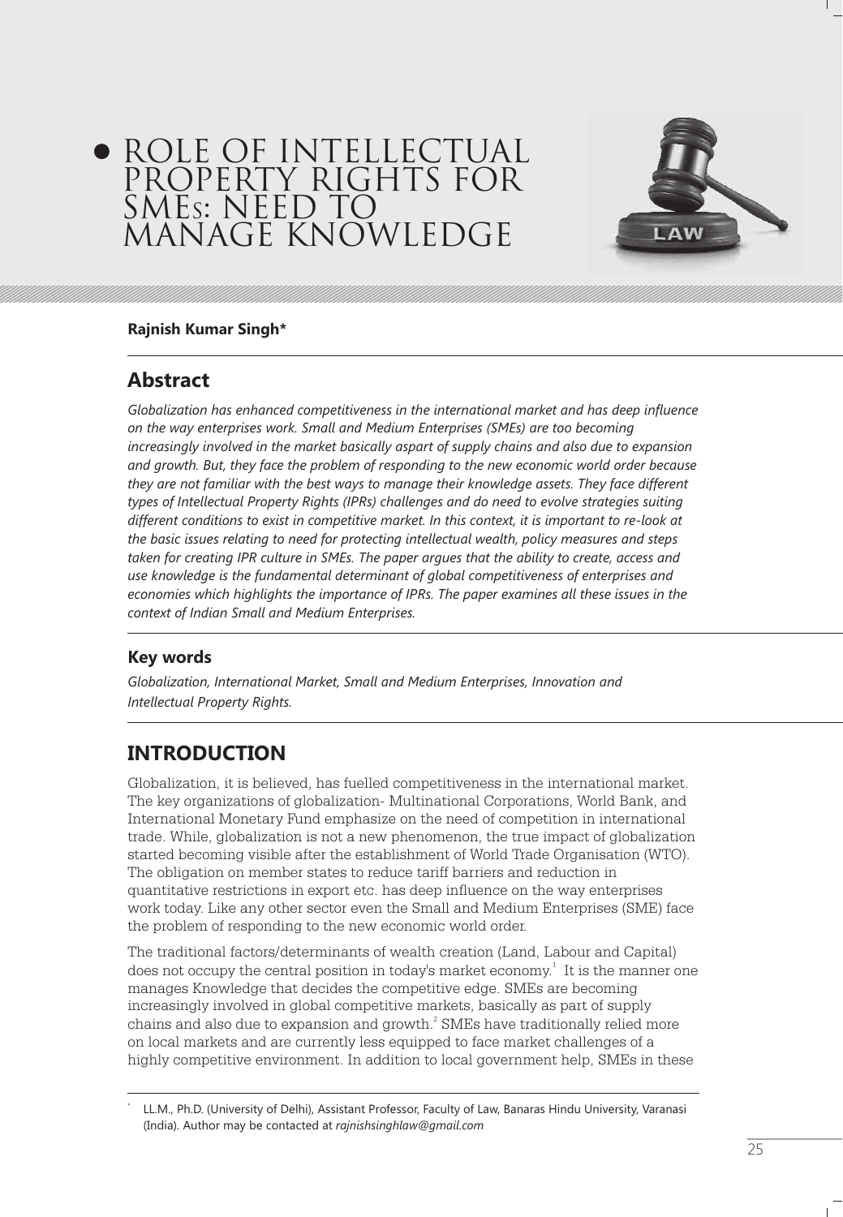# ROLE OF INTELLECTUAL PROPERTY RIGHTS FOR SMEs: NEED TO MANAGE KNOWLEDGE

**Rajnish Kumar Singh***

## Abstract

*Globalization has enhanced competitiveness in the international market and has deep influence on the way enterprises work. Small and Medium Enterprises (SMEs) are too becoming increasingly involved in the market basically aspart of supply chains and also due to expansion and growth. But, they face the problem of responding to the new economic world order because they are not familiar with the best ways to manage their knowledge assets. They face different types of Intellectual Property Rights (IPRs) challenges and do need to evolve strategies suiting different conditions to exist in competitive market. In this context, it is important to re-look at the basic issues relating to need for protecting intellectual wealth, policy measures and steps taken for creating IPR culture in SMEs. The paper argues that the ability to create, access and use knowledge is the fundamental determinant of global competitiveness of enterprises and economies which highlights the importance of IPRs. The paper examines all these issues in the context of Indian Small and Medium Enterprises.*

### Key words

*Globalization, International Market, Small and Medium Enterprises, Innovation and Intellectual Property Rights.*

## INTRODUCTION

Globalization, it is believed, has fuelled competitiveness in the international market. The key organizations of globalization- Multinational Corporations, World Bank, and International Monetary Fund emphasize on the need of competition in international trade. While, globalization is not a new phenomenon, the true impact of globalization started becoming visible after the establishment of World Trade Organisation (WTO). The obligation on member states to reduce tariff barriers and reduction in quantitative restrictions in export etc. has deep influence on the way enterprises work today. Like any other sector even the Small and Medium Enterprises (SME) face the problem of responding to the new economic world order.

The traditional factors/determinants of wealth creation (Land, Labour and Capital) does not occupy the central position in today's market economy.[1] It is the manner one manages Knowledge that decides the competitive edge. SMEs are becoming increasingly involved in global competitive markets, basically as part of supply chains and also due to expansion and growth.[2] SMEs have traditionally relied more on local markets and are currently less equipped to face market challenges of a highly competitive environment. In addition to local government help, SMEs in these

---

\* LL.M., Ph.D. (University of Delhi), Assistant Professor, Faculty of Law, Banaras Hindu University, Varanasi (India). Author may be contacted at *rajnishsinghlaw@gmail.com*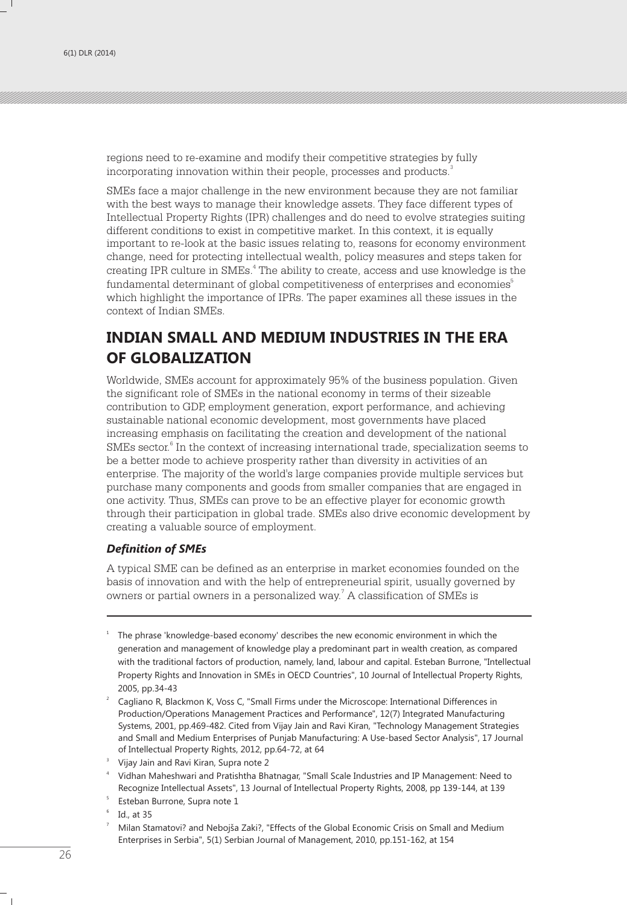regions need to re-examine and modify their competitive strategies by fully incorporating innovation within their people, processes and products.[3]

SMEs face a major challenge in the new environment because they are not familiar with the best ways to manage their knowledge assets. They face different types of Intellectual Property Rights (IPR) challenges and do need to evolve strategies suiting different conditions to exist in competitive market. In this context, it is equally important to re-look at the basic issues relating to, reasons for economy environment change, need for protecting intellectual wealth, policy measures and steps taken for creating IPR culture in SMEs.[4] The ability to create, access and use knowledge is the fundamental determinant of global competitiveness of enterprises and economies[5] which highlight the importance of IPRs. The paper examines all these issues in the context of Indian SMEs.

## INDIAN SMALL AND MEDIUM INDUSTRIES IN THE ERA OF GLOBALIZATION

Worldwide, SMEs account for approximately 95% of the business population. Given the significant role of SMEs in the national economy in terms of their sizeable contribution to GDP, employment generation, export performance, and achieving sustainable national economic development, most governments have placed increasing emphasis on facilitating the creation and development of the national SMEs sector.[6] In the context of increasing international trade, specialization seems to be a better mode to achieve prosperity rather than diversity in activities of an enterprise. The majority of the world's large companies provide multiple services but purchase many components and goods from smaller companies that are engaged in one activity. Thus, SMEs can prove to be an effective player for economic growth through their participation in global trade. SMEs also drive economic development by creating a valuable source of employment.

### *Definition of SMEs*

A typical SME can be defined as an enterprise in market economies founded on the basis of innovation and with the help of entrepreneurial spirit, usually governed by owners or partial owners in a personalized way.[7] A classification of SMEs is

---

[1] The phrase 'knowledge-based economy' describes the new economic environment in which the generation and management of knowledge play a predominant part in wealth creation, as compared with the traditional factors of production, namely, land, labour and capital. Esteban Burrone, "Intellectual Property Rights and Innovation in SMEs in OECD Countries", 10 Journal of Intellectual Property Rights, 2005, pp.34-43

[2] Cagliano R, Blackmon K, Voss C, "Small Firms under the Microscope: International Differences in Production/Operations Management Practices and Performance", 12(7) Integrated Manufacturing Systems, 2001, pp.469-482. Cited from Vijay Jain and Ravi Kiran, "Technology Management Strategies and Small and Medium Enterprises of Punjab Manufacturing: A Use-based Sector Analysis", 17 Journal of Intellectual Property Rights, 2012, pp.64-72, at 64

[3] Vijay Jain and Ravi Kiran, Supra note 2

[4] Vidhan Maheshwari and Pratishtha Bhatnagar, "Small Scale Industries and IP Management: Need to Recognize Intellectual Assets", 13 Journal of Intellectual Property Rights, 2008, pp 139-144, at 139

[5] Esteban Burrone, Supra note 1

[6] Id., at 35

[7] Milan Stamatovi? and Nebojša Zaki?, "Effects of the Global Economic Crisis on Small and Medium Enterprises in Serbia", 5(1) Serbian Journal of Management, 2010, pp.151-162, at 154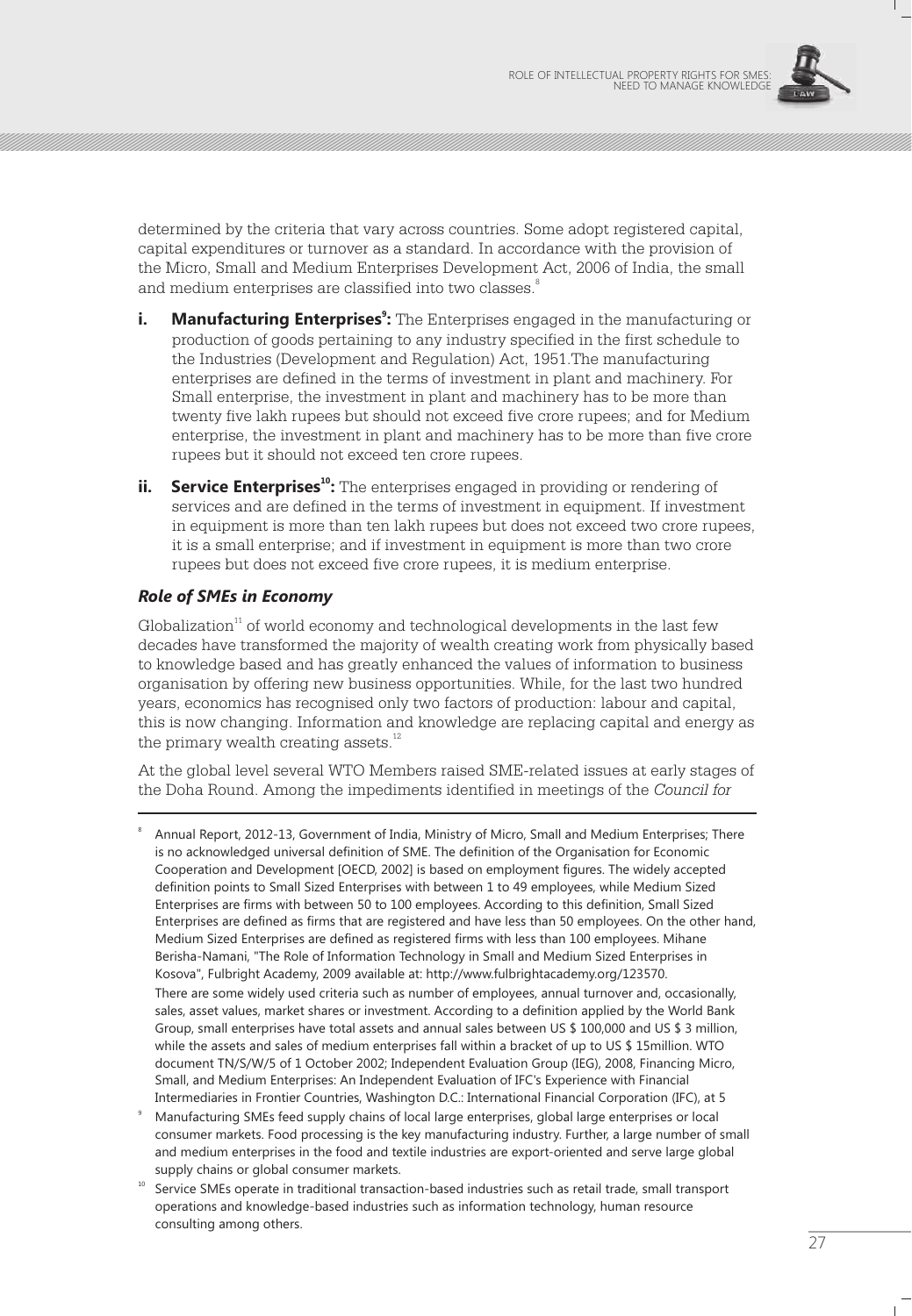determined by the criteria that vary across countries. Some adopt registered capital, capital expenditures or turnover as a standard. In accordance with the provision of the Micro, Small and Medium Enterprises Development Act, 2006 of India, the small and medium enterprises are classified into two classes.[8]

i. **Manufacturing Enterprises[9]:** The Enterprises engaged in the manufacturing or production of goods pertaining to any industry specified in the first schedule to the Industries (Development and Regulation) Act, 1951.The manufacturing enterprises are defined in the terms of investment in plant and machinery. For Small enterprise, the investment in plant and machinery has to be more than twenty five lakh rupees but should not exceed five crore rupees; and for Medium enterprise, the investment in plant and machinery has to be more than five crore rupees but it should not exceed ten crore rupees.

ii. **Service Enterprises[10]:** The enterprises engaged in providing or rendering of services and are defined in the terms of investment in equipment. If investment in equipment is more than ten lakh rupees but does not exceed two crore rupees, it is a small enterprise; and if investment in equipment is more than two crore rupees but does not exceed five crore rupees, it is medium enterprise.

### *Role of SMEs in Economy*

Globalization[11] of world economy and technological developments in the last few decades have transformed the majority of wealth creating work from physically based to knowledge based and has greatly enhanced the values of information to business organisation by offering new business opportunities. While, for the last two hundred years, economics has recognised only two factors of production: labour and capital, this is now changing. Information and knowledge are replacing capital and energy as the primary wealth creating assets.[12]

At the global level several WTO Members raised SME-related issues at early stages of the Doha Round. Among the impediments identified in meetings of the *Council for*

---

[8] Annual Report, 2012-13, Government of India, Ministry of Micro, Small and Medium Enterprises; There is no acknowledged universal definition of SME. The definition of the Organisation for Economic Cooperation and Development [OECD, 2002] is based on employment figures. The widely accepted definition points to Small Sized Enterprises with between 1 to 49 employees, while Medium Sized Enterprises are firms with between 50 to 100 employees. According to this definition, Small Sized Enterprises are defined as firms that are registered and have less than 50 employees. On the other hand, Medium Sized Enterprises are defined as registered firms with less than 100 employees. Mihane Berisha-Namani, "The Role of Information Technology in Small and Medium Sized Enterprises in Kosova", Fulbright Academy, 2009 available at: http://www.fulbrightacademy.org/123570.
There are some widely used criteria such as number of employees, annual turnover and, occasionally, sales, asset values, market shares or investment. According to a definition applied by the World Bank Group, small enterprises have total assets and annual sales between US $ 100,000 and US $ 3 million, while the assets and sales of medium enterprises fall within a bracket of up to US $ 15million. WTO document TN/S/W/5 of 1 October 2002; Independent Evaluation Group (IEG), 2008, Financing Micro, Small, and Medium Enterprises: An Independent Evaluation of IFC's Experience with Financial Intermediaries in Frontier Countries, Washington D.C.: International Financial Corporation (IFC), at 5

[9] Manufacturing SMEs feed supply chains of local large enterprises, global large enterprises or local consumer markets. Food processing is the key manufacturing industry. Further, a large number of small and medium enterprises in the food and textile industries are export-oriented and serve large global supply chains or global consumer markets.

[10] Service SMEs operate in traditional transaction-based industries such as retail trade, small transport operations and knowledge-based industries such as information technology, human resource consulting among others.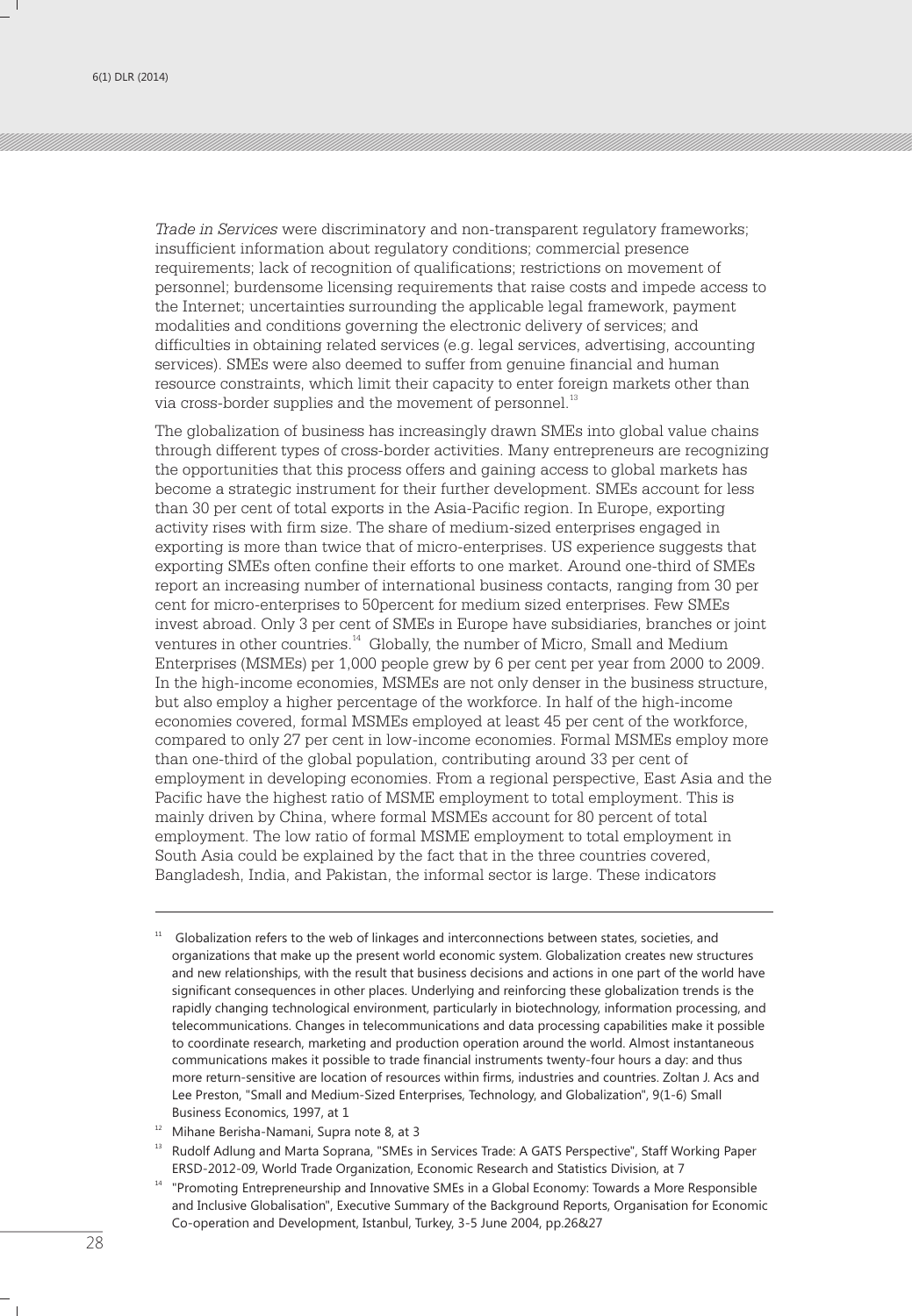*Trade in Services* were discriminatory and non-transparent regulatory frameworks; insufficient information about regulatory conditions; commercial presence requirements; lack of recognition of qualifications; restrictions on movement of personnel; burdensome licensing requirements that raise costs and impede access to the Internet; uncertainties surrounding the applicable legal framework, payment modalities and conditions governing the electronic delivery of services; and difficulties in obtaining related services (e.g. legal services, advertising, accounting services). SMEs were also deemed to suffer from genuine financial and human resource constraints, which limit their capacity to enter foreign markets other than via cross-border supplies and the movement of personnel.[13]

The globalization of business has increasingly drawn SMEs into global value chains through different types of cross-border activities. Many entrepreneurs are recognizing the opportunities that this process offers and gaining access to global markets has become a strategic instrument for their further development. SMEs account for less than 30 per cent of total exports in the Asia-Pacific region. In Europe, exporting activity rises with firm size. The share of medium-sized enterprises engaged in exporting is more than twice that of micro-enterprises. US experience suggests that exporting SMEs often confine their efforts to one market. Around one-third of SMEs report an increasing number of international business contacts, ranging from 30 per cent for micro-enterprises to 50percent for medium sized enterprises. Few SMEs invest abroad. Only 3 per cent of SMEs in Europe have subsidiaries, branches or joint ventures in other countries.[14] Globally, the number of Micro, Small and Medium Enterprises (MSMEs) per 1,000 people grew by 6 per cent per year from 2000 to 2009. In the high-income economies, MSMEs are not only denser in the business structure, but also employ a higher percentage of the workforce. In half of the high-income economies covered, formal MSMEs employed at least 45 per cent of the workforce, compared to only 27 per cent in low-income economies. Formal MSMEs employ more than one-third of the global population, contributing around 33 per cent of employment in developing economies. From a regional perspective, East Asia and the Pacific have the highest ratio of MSME employment to total employment. This is mainly driven by China, where formal MSMEs account for 80 percent of total employment. The low ratio of formal MSME employment to total employment in South Asia could be explained by the fact that in the three countries covered, Bangladesh, India, and Pakistan, the informal sector is large. These indicators

---

[11] Globalization refers to the web of linkages and interconnections between states, societies, and organizations that make up the present world economic system. Globalization creates new structures and new relationships, with the result that business decisions and actions in one part of the world have significant consequences in other places. Underlying and reinforcing these globalization trends is the rapidly changing technological environment, particularly in biotechnology, information processing, and telecommunications. Changes in telecommunications and data processing capabilities make it possible to coordinate research, marketing and production operation around the world. Almost instantaneous communications makes it possible to trade financial instruments twenty-four hours a day: and thus more return-sensitive are location of resources within firms, industries and countries. Zoltan J. Acs and Lee Preston, "Small and Medium-Sized Enterprises, Technology, and Globalization", 9(1-6) Small Business Economics, 1997, at 1

[12] Mihane Berisha-Namani, Supra note 8, at 3

[13] Rudolf Adlung and Marta Soprana, "SMEs in Services Trade: A GATS Perspective", Staff Working Paper ERSD-2012-09, World Trade Organization, Economic Research and Statistics Division, at 7

[14] "Promoting Entrepreneurship and Innovative SMEs in a Global Economy: Towards a More Responsible and Inclusive Globalisation", Executive Summary of the Background Reports, Organisation for Economic Co-operation and Development, Istanbul, Turkey, 3-5 June 2004, pp.26&27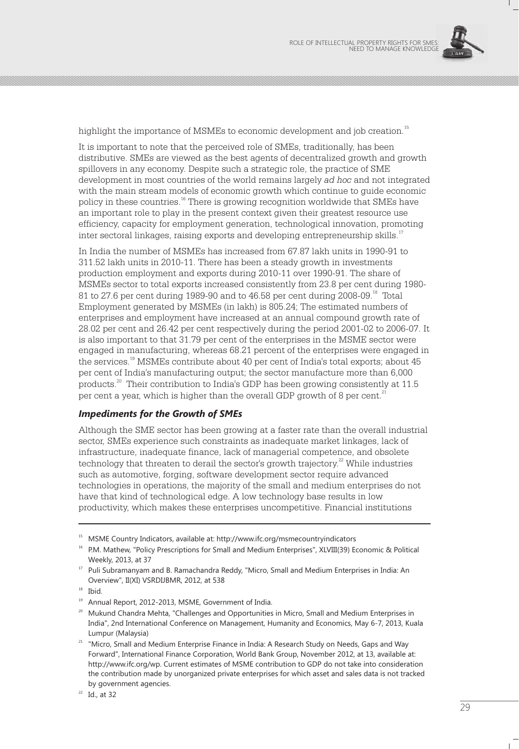highlight the importance of MSMEs to economic development and job creation.[15]

It is important to note that the perceived role of SMEs, traditionally, has been distributive. SMEs are viewed as the best agents of decentralized growth and growth spillovers in any economy. Despite such a strategic role, the practice of SME development in most countries of the world remains largely *ad hoc* and not integrated with the main stream models of economic growth which continue to guide economic policy in these countries.[16] There is growing recognition worldwide that SMEs have an important role to play in the present context given their greatest resource use efficiency, capacity for employment generation, technological innovation, promoting inter sectoral linkages, raising exports and developing entrepreneurship skills.[17]

In India the number of MSMEs has increased from 67.87 lakh units in 1990-91 to 311.52 lakh units in 2010-11. There has been a steady growth in investments production employment and exports during 2010-11 over 1990-91. The share of MSMEs sector to total exports increased consistently from 23.8 per cent during 1980-81 to 27.6 per cent during 1989-90 and to 46.58 per cent during 2008-09.[18] Total Employment generated by MSMEs (in lakh) is 805.24; The estimated numbers of enterprises and employment have increased at an annual compound growth rate of 28.02 per cent and 26.42 per cent respectively during the period 2001-02 to 2006-07. It is also important to that 31.79 per cent of the enterprises in the MSME sector were engaged in manufacturing, whereas 68.21 percent of the enterprises were engaged in the services.[19] MSMEs contribute about 40 per cent of India's total exports; about 45 per cent of India's manufacturing output; the sector manufacture more than 6,000 products.[20] Their contribution to India's GDP has been growing consistently at 11.5 per cent a year, which is higher than the overall GDP growth of 8 per cent.[21]

### *Impediments for the Growth of SMEs*

Although the SME sector has been growing at a faster rate than the overall industrial sector, SMEs experience such constraints as inadequate market linkages, lack of infrastructure, inadequate finance, lack of managerial competence, and obsolete technology that threaten to derail the sector's growth trajectory.[22] While industries such as automotive, forging, software development sector require advanced technologies in operations, the majority of the small and medium enterprises do not have that kind of technological edge. A low technology base results in low productivity, which makes these enterprises uncompetitive. Financial institutions

---

[15] MSME Country Indicators, available at: http://www.ifc.org/msmecountryindicators

[16] P.M. Mathew, "Policy Prescriptions for Small and Medium Enterprises", XLVIII(39) Economic & Political Weekly, 2013, at 37

[17] Puli Subramanyam and B. Ramachandra Reddy, "Micro, Small and Medium Enterprises in India: An Overview", II(XI) VSRDIJBMR, 2012, at 538

[18] Ibid.

[19] Annual Report, 2012-2013, MSME, Government of India.

[20] Mukund Chandra Mehta, "Challenges and Opportunities in Micro, Small and Medium Enterprises in India", 2nd International Conference on Management, Humanity and Economics, May 6-7, 2013, Kuala Lumpur (Malaysia)

[21] "Micro, Small and Medium Enterprise Finance in India: A Research Study on Needs, Gaps and Way Forward", International Finance Corporation, World Bank Group, November 2012, at 13, available at: http://www.ifc.org/wp. Current estimates of MSME contribution to GDP do not take into consideration the contribution made by unorganized private enterprises for which asset and sales data is not tracked by government agencies.

[22] Id., at 32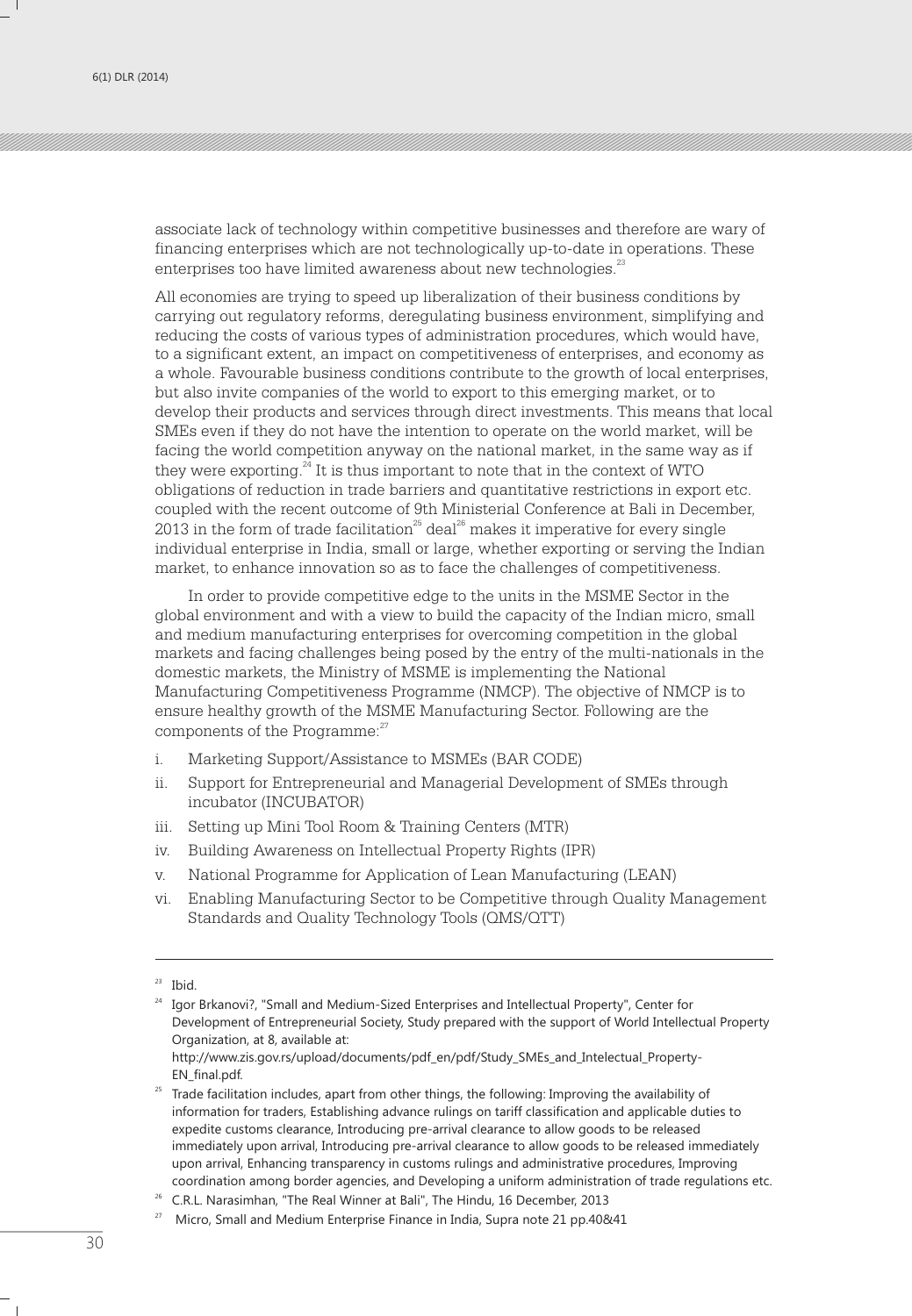associate lack of technology within competitive businesses and therefore are wary of financing enterprises which are not technologically up-to-date in operations. These enterprises too have limited awareness about new technologies.[23]

All economies are trying to speed up liberalization of their business conditions by carrying out regulatory reforms, deregulating business environment, simplifying and reducing the costs of various types of administration procedures, which would have, to a significant extent, an impact on competitiveness of enterprises, and economy as a whole. Favourable business conditions contribute to the growth of local enterprises, but also invite companies of the world to export to this emerging market, or to develop their products and services through direct investments. This means that local SMEs even if they do not have the intention to operate on the world market, will be facing the world competition anyway on the national market, in the same way as if they were exporting.[24] It is thus important to note that in the context of WTO obligations of reduction in trade barriers and quantitative restrictions in export etc. coupled with the recent outcome of 9th Ministerial Conference at Bali in December, 2013 in the form of trade facilitation[25] deal[26] makes it imperative for every single individual enterprise in India, small or large, whether exporting or serving the Indian market, to enhance innovation so as to face the challenges of competitiveness.

In order to provide competitive edge to the units in the MSME Sector in the global environment and with a view to build the capacity of the Indian micro, small and medium manufacturing enterprises for overcoming competition in the global markets and facing challenges being posed by the entry of the multi-nationals in the domestic markets, the Ministry of MSME is implementing the National Manufacturing Competitiveness Programme (NMCP). The objective of NMCP is to ensure healthy growth of the MSME Manufacturing Sector. Following are the components of the Programme:[27]

i. Marketing Support/Assistance to MSMEs (BAR CODE)
ii. Support for Entrepreneurial and Managerial Development of SMEs through incubator (INCUBATOR)
iii. Setting up Mini Tool Room & Training Centers (MTR)
iv. Building Awareness on Intellectual Property Rights (IPR)
v. National Programme for Application of Lean Manufacturing (LEAN)
vi. Enabling Manufacturing Sector to be Competitive through Quality Management Standards and Quality Technology Tools (QMS/QTT)

---

[23] Ibid.

[24] Igor Brkanovi?, "Small and Medium-Sized Enterprises and Intellectual Property", Center for Development of Entrepreneurial Society, Study prepared with the support of World Intellectual Property Organization, at 8, available at: http://www.zis.gov.rs/upload/documents/pdf_en/pdf/Study_SMEs_and_Intelectual_Property-EN_final.pdf.

[25] Trade facilitation includes, apart from other things, the following: Improving the availability of information for traders, Establishing advance rulings on tariff classification and applicable duties to expedite customs clearance, Introducing pre-arrival clearance to allow goods to be released immediately upon arrival, Introducing pre-arrival clearance to allow goods to be released immediately upon arrival, Enhancing transparency in customs rulings and administrative procedures, Improving coordination among border agencies, and Developing a uniform administration of trade regulations etc.

[26] C.R.L. Narasimhan, "The Real Winner at Bali", The Hindu, 16 December, 2013

[27] Micro, Small and Medium Enterprise Finance in India, Supra note 21 pp.40&41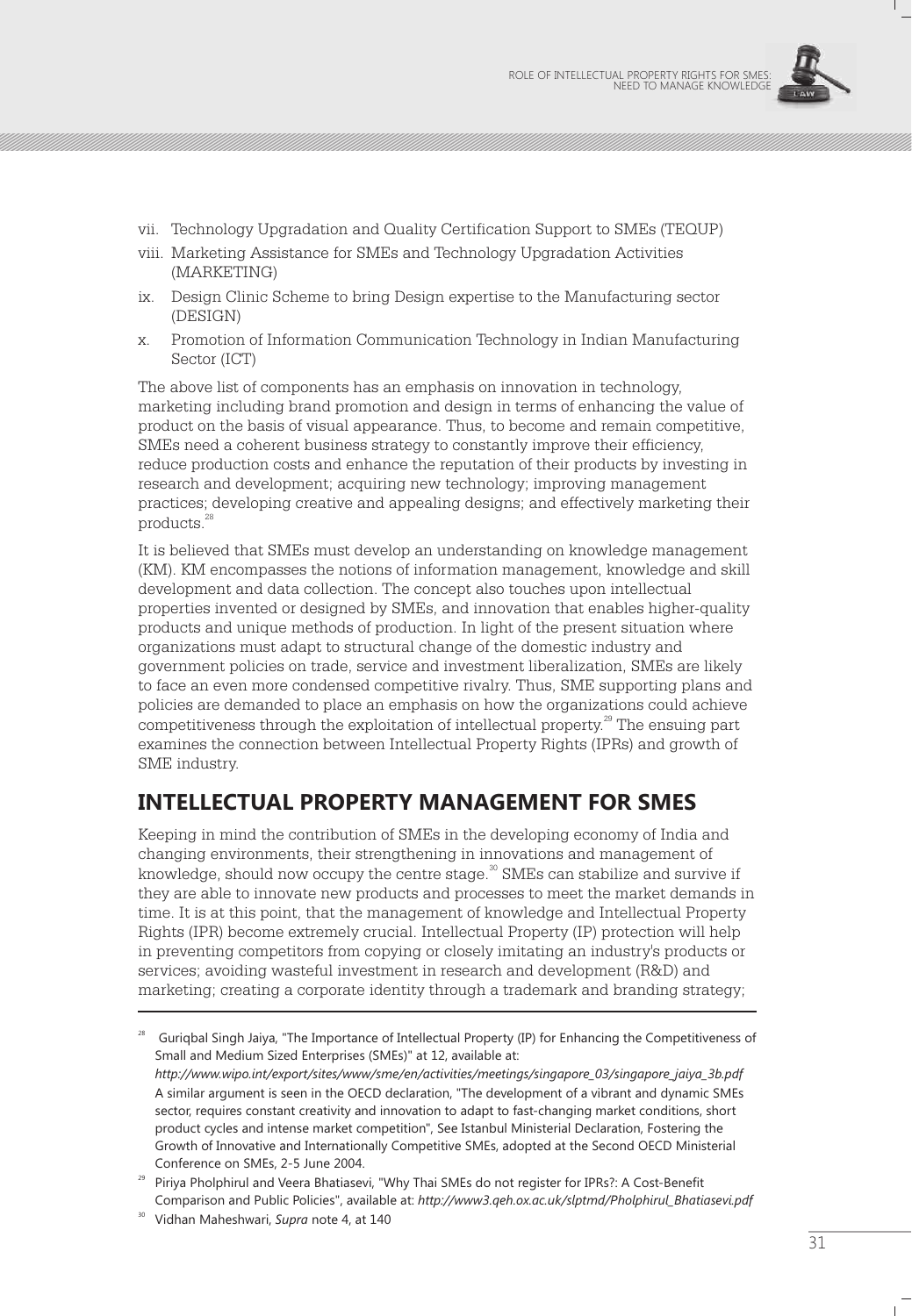vii. Technology Upgradation and Quality Certification Support to SMEs (TEQUP)

viii. Marketing Assistance for SMEs and Technology Upgradation Activities (MARKETING)

ix. Design Clinic Scheme to bring Design expertise to the Manufacturing sector (DESIGN)

x. Promotion of Information Communication Technology in Indian Manufacturing Sector (ICT)

The above list of components has an emphasis on innovation in technology, marketing including brand promotion and design in terms of enhancing the value of product on the basis of visual appearance. Thus, to become and remain competitive, SMEs need a coherent business strategy to constantly improve their efficiency, reduce production costs and enhance the reputation of their products by investing in research and development; acquiring new technology; improving management practices; developing creative and appealing designs; and effectively marketing their products.[28]

It is believed that SMEs must develop an understanding on knowledge management (KM). KM encompasses the notions of information management, knowledge and skill development and data collection. The concept also touches upon intellectual properties invented or designed by SMEs, and innovation that enables higher-quality products and unique methods of production. In light of the present situation where organizations must adapt to structural change of the domestic industry and government policies on trade, service and investment liberalization, SMEs are likely to face an even more condensed competitive rivalry. Thus, SME supporting plans and policies are demanded to place an emphasis on how the organizations could achieve competitiveness through the exploitation of intellectual property.[29] The ensuing part examines the connection between Intellectual Property Rights (IPRs) and growth of SME industry.

## INTELLECTUAL PROPERTY MANAGEMENT FOR SMES

Keeping in mind the contribution of SMEs in the developing economy of India and changing environments, their strengthening in innovations and management of knowledge, should now occupy the centre stage.[30] SMEs can stabilize and survive if they are able to innovate new products and processes to meet the market demands in time. It is at this point, that the management of knowledge and Intellectual Property Rights (IPR) become extremely crucial. Intellectual Property (IP) protection will help in preventing competitors from copying or closely imitating an industry's products or services; avoiding wasteful investment in research and development (R&D) and marketing; creating a corporate identity through a trademark and branding strategy;

---

[28] Guriqbal Singh Jaiya, "The Importance of Intellectual Property (IP) for Enhancing the Competitiveness of Small and Medium Sized Enterprises (SMEs)" at 12, available at: *http://www.wipo.int/export/sites/www/sme/en/activities/meetings/singapore_03/singapore_jaiya_3b.pdf* A similar argument is seen in the OECD declaration, "The development of a vibrant and dynamic SMEs sector, requires constant creativity and innovation to adapt to fast-changing market conditions, short product cycles and intense market competition", See Istanbul Ministerial Declaration, Fostering the Growth of Innovative and Internationally Competitive SMEs, adopted at the Second OECD Ministerial Conference on SMEs, 2-5 June 2004.

[29] Piriya Pholphirul and Veera Bhatiasevi, "Why Thai SMEs do not register for IPRs?: A Cost-Benefit Comparison and Public Policies", available at: *http://www3.qeh.ox.ac.uk/slptmd/Pholphirul_Bhatiasevi.pdf*

[30] Vidhan Maheshwari, *Supra* note 4, at 140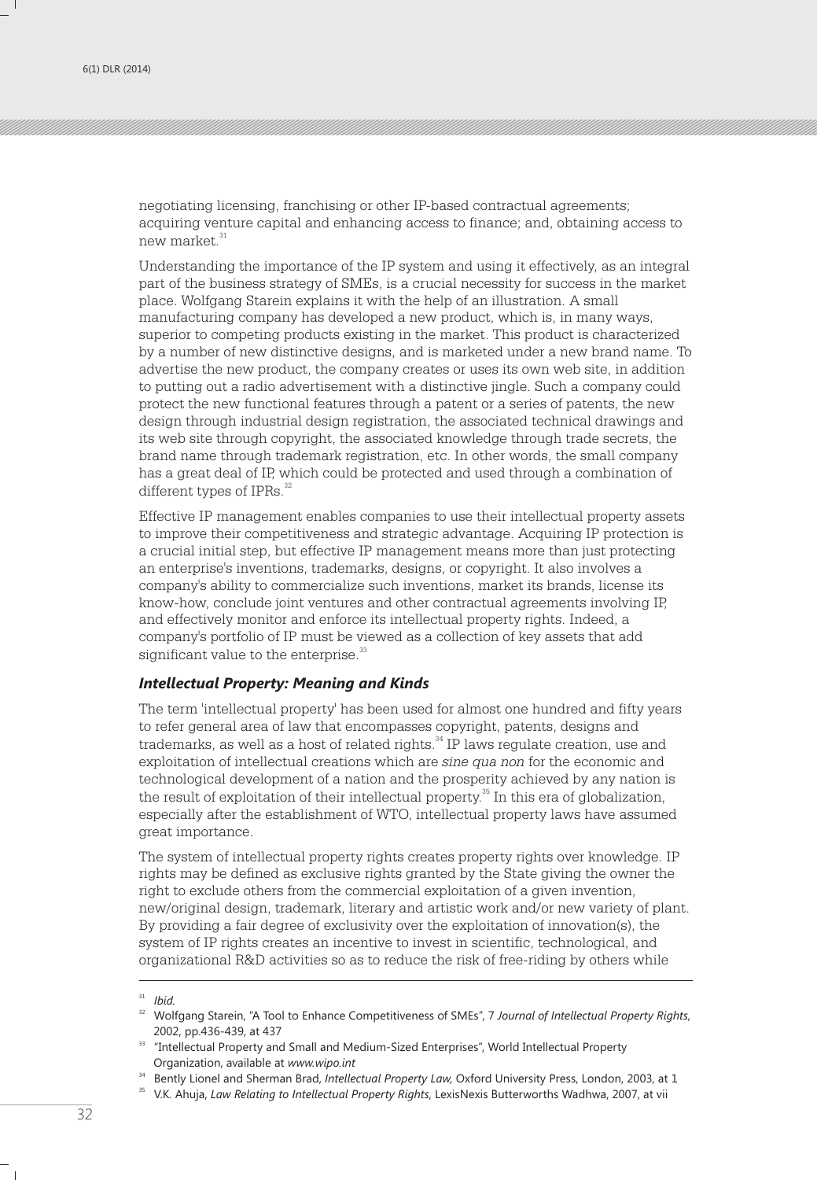negotiating licensing, franchising or other IP-based contractual agreements; acquiring venture capital and enhancing access to finance; and, obtaining access to new market.[31]

Understanding the importance of the IP system and using it effectively, as an integral part of the business strategy of SMEs, is a crucial necessity for success in the market place. Wolfgang Starein explains it with the help of an illustration. A small manufacturing company has developed a new product, which is, in many ways, superior to competing products existing in the market. This product is characterized by a number of new distinctive designs, and is marketed under a new brand name. To advertise the new product, the company creates or uses its own web site, in addition to putting out a radio advertisement with a distinctive jingle. Such a company could protect the new functional features through a patent or a series of patents, the new design through industrial design registration, the associated technical drawings and its web site through copyright, the associated knowledge through trade secrets, the brand name through trademark registration, etc. In other words, the small company has a great deal of IP, which could be protected and used through a combination of different types of IPRs.[32]

Effective IP management enables companies to use their intellectual property assets to improve their competitiveness and strategic advantage. Acquiring IP protection is a crucial initial step, but effective IP management means more than just protecting an enterprise's inventions, trademarks, designs, or copyright. It also involves a company's ability to commercialize such inventions, market its brands, license its know-how, conclude joint ventures and other contractual agreements involving IP, and effectively monitor and enforce its intellectual property rights. Indeed, a company's portfolio of IP must be viewed as a collection of key assets that add significant value to the enterprise.[33]

### *Intellectual Property: Meaning and Kinds*

The term 'intellectual property' has been used for almost one hundred and fifty years to refer general area of law that encompasses copyright, patents, designs and trademarks, as well as a host of related rights.[34] IP laws regulate creation, use and exploitation of intellectual creations which are *sine qua non* for the economic and technological development of a nation and the prosperity achieved by any nation is the result of exploitation of their intellectual property.[35] In this era of globalization, especially after the establishment of WTO, intellectual property laws have assumed great importance.

The system of intellectual property rights creates property rights over knowledge. IP rights may be defined as exclusive rights granted by the State giving the owner the right to exclude others from the commercial exploitation of a given invention, new/original design, trademark, literary and artistic work and/or new variety of plant. By providing a fair degree of exclusivity over the exploitation of innovation(s), the system of IP rights creates an incentive to invest in scientific, technological, and organizational R&D activities so as to reduce the risk of free-riding by others while

---

[31] *Ibid.*

[32] Wolfgang Starein, "A Tool to Enhance Competitiveness of SMEs", 7 *Journal of Intellectual Property Rights*, 2002, pp.436-439, at 437

[33] "Intellectual Property and Small and Medium-Sized Enterprises", World Intellectual Property Organization, available at *www.wipo.int*

[34] Bently Lionel and Sherman Brad, *Intellectual Property Law,* Oxford University Press, London, 2003, at 1

[35] V.K. Ahuja, *Law Relating to Intellectual Property Rights*, LexisNexis Butterworths Wadhwa, 2007, at vii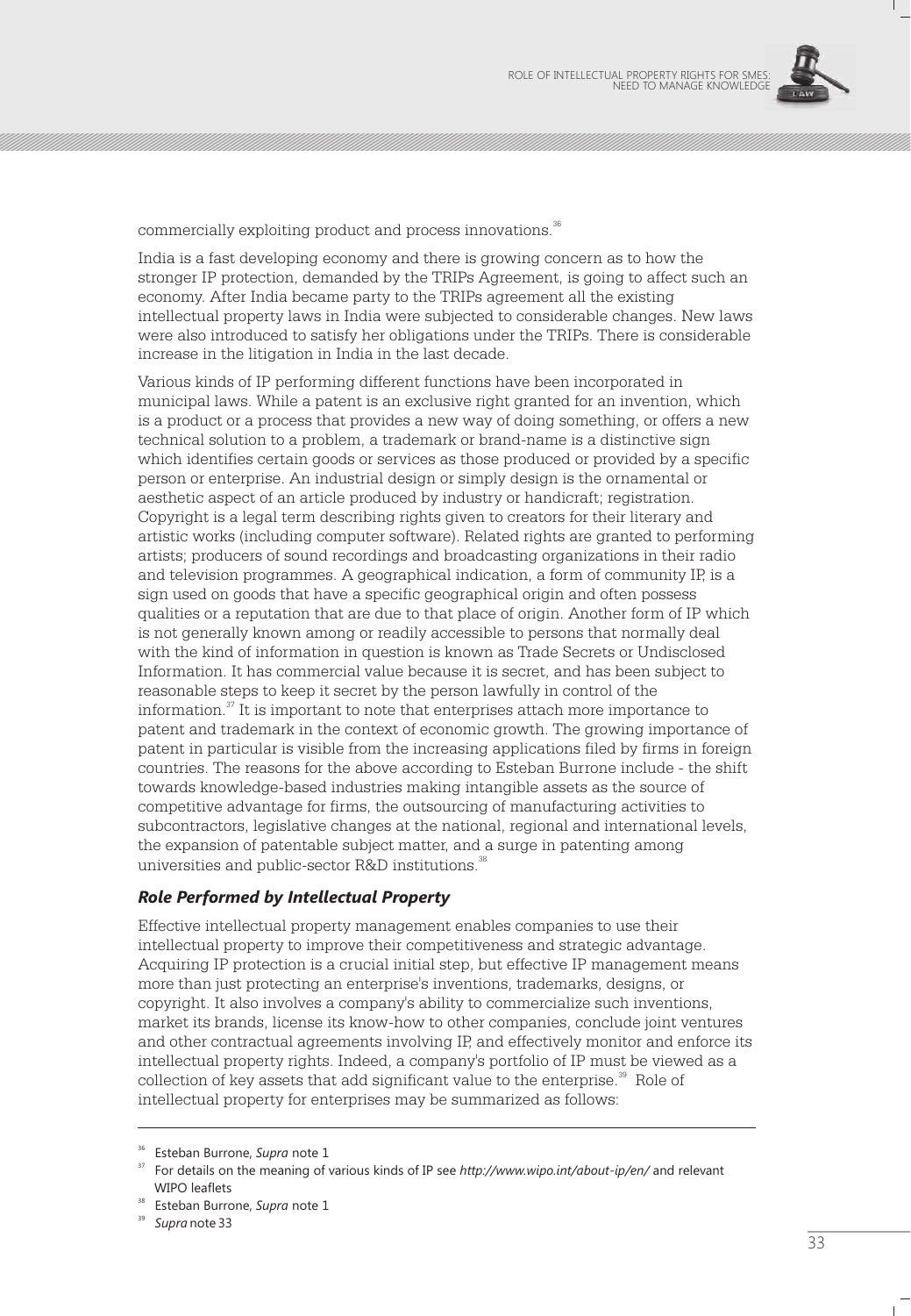commercially exploiting product and process innovations.[36]

India is a fast developing economy and there is growing concern as to how the stronger IP protection, demanded by the TRIPs Agreement, is going to affect such an economy. After India became party to the TRIPs agreement all the existing intellectual property laws in India were subjected to considerable changes. New laws were also introduced to satisfy her obligations under the TRIPs. There is considerable increase in the litigation in India in the last decade.

Various kinds of IP performing different functions have been incorporated in municipal laws. While a patent is an exclusive right granted for an invention, which is a product or a process that provides a new way of doing something, or offers a new technical solution to a problem, a trademark or brand-name is a distinctive sign which identifies certain goods or services as those produced or provided by a specific person or enterprise. An industrial design or simply design is the ornamental or aesthetic aspect of an article produced by industry or handicraft; registration. Copyright is a legal term describing rights given to creators for their literary and artistic works (including computer software). Related rights are granted to performing artists; producers of sound recordings and broadcasting organizations in their radio and television programmes. A geographical indication, a form of community IP, is a sign used on goods that have a specific geographical origin and often possess qualities or a reputation that are due to that place of origin. Another form of IP which is not generally known among or readily accessible to persons that normally deal with the kind of information in question is known as Trade Secrets or Undisclosed Information. It has commercial value because it is secret, and has been subject to reasonable steps to keep it secret by the person lawfully in control of the information.[37] It is important to note that enterprises attach more importance to patent and trademark in the context of economic growth. The growing importance of patent in particular is visible from the increasing applications filed by firms in foreign countries. The reasons for the above according to Esteban Burrone include - the shift towards knowledge-based industries making intangible assets as the source of competitive advantage for firms, the outsourcing of manufacturing activities to subcontractors, legislative changes at the national, regional and international levels, the expansion of patentable subject matter, and a surge in patenting among universities and public-sector R&D institutions.[38]

### *Role Performed by Intellectual Property*

Effective intellectual property management enables companies to use their intellectual property to improve their competitiveness and strategic advantage. Acquiring IP protection is a crucial initial step, but effective IP management means more than just protecting an enterprise's inventions, trademarks, designs, or copyright. It also involves a company's ability to commercialize such inventions, market its brands, license its know-how to other companies, conclude joint ventures and other contractual agreements involving IP, and effectively monitor and enforce its intellectual property rights. Indeed, a company's portfolio of IP must be viewed as a collection of key assets that add significant value to the enterprise.[39] Role of intellectual property for enterprises may be summarized as follows:

---

[36] Esteban Burrone, *Supra* note 1

[37] For details on the meaning of various kinds of IP see *http://www.wipo.int/about-ip/en/* and relevant WIPO leaflets

[38] Esteban Burrone, *Supra* note 1

[39] *Supra* note 33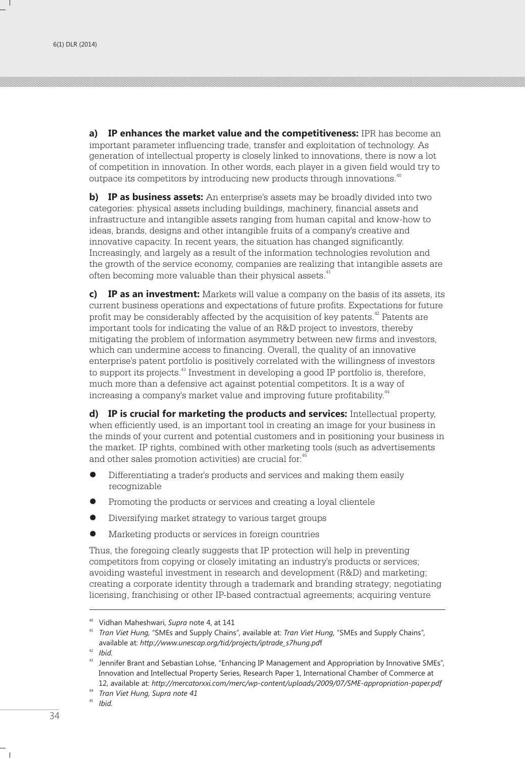**a) IP enhances the market value and the competitiveness:** IPR has become an important parameter influencing trade, transfer and exploitation of technology. As generation of intellectual property is closely linked to innovations, there is now a lot of competition in innovation. In other words, each player in a given field would try to outpace its competitors by introducing new products through innovations.[40]

**b) IP as business assets:** An enterprise's assets may be broadly divided into two categories: physical assets including buildings, machinery, financial assets and infrastructure and intangible assets ranging from human capital and know-how to ideas, brands, designs and other intangible fruits of a company's creative and innovative capacity. In recent years, the situation has changed significantly. Increasingly, and largely as a result of the information technologies revolution and the growth of the service economy, companies are realizing that intangible assets are often becoming more valuable than their physical assets.[41]

**c) IP as an investment:** Markets will value a company on the basis of its assets, its current business operations and expectations of future profits. Expectations for future profit may be considerably affected by the acquisition of key patents.[42] Patents are important tools for indicating the value of an R&D project to investors, thereby mitigating the problem of information asymmetry between new firms and investors, which can undermine access to financing. Overall, the quality of an innovative enterprise's patent portfolio is positively correlated with the willingness of investors to support its projects.[43] Investment in developing a good IP portfolio is, therefore, much more than a defensive act against potential competitors. It is a way of increasing a company's market value and improving future profitability.[44]

**d) IP is crucial for marketing the products and services:** Intellectual property, when efficiently used, is an important tool in creating an image for your business in the minds of your current and potential customers and in positioning your business in the market. IP rights, combined with other marketing tools (such as advertisements and other sales promotion activities) are crucial for:[45]

- Differentiating a trader's products and services and making them easily recognizable
- Promoting the products or services and creating a loyal clientele
- Diversifying market strategy to various target groups
- Marketing products or services in foreign countries

Thus, the foregoing clearly suggests that IP protection will help in preventing competitors from copying or closely imitating an industry's products or services; avoiding wasteful investment in research and development (R&D) and marketing; creating a corporate identity through a trademark and branding strategy; negotiating licensing, franchising or other IP-based contractual agreements; acquiring venture

---

[40] Vidhan Maheshwari, *Supra* note 4, at 141

[41] *Tran Viet Hung,* "SMEs and Supply Chains", available at: *Tran Viet Hung,* "SMEs and Supply Chains", available at: *http://www.unescap.org/tid/projects/iptrade_s7hung.pdf*

[42] *Ibid.*

[43] Jennifer Brant and Sebastian Lohse, "Enhancing IP Management and Appropriation by Innovative SMEs", Innovation and Intellectual Property Series, Research Paper 1, International Chamber of Commerce at 12, available at: *http://mercatorxxi.com/merc/wp-content/uploads/2009/07/SME-appropriation-paper.pdf*

[44] *Tran Viet Hung, Supra note 41*

[45] *Ibid.*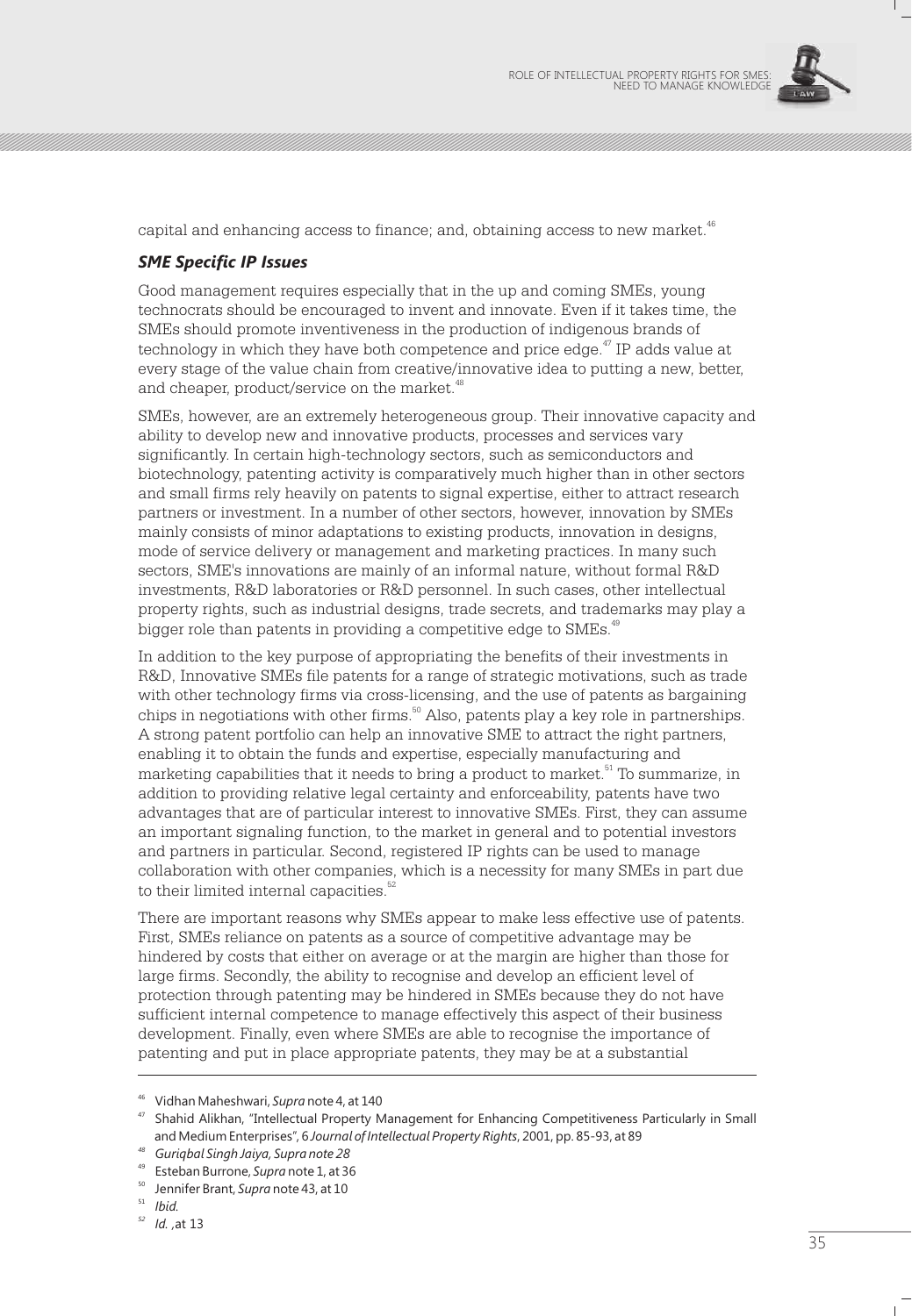capital and enhancing access to finance; and, obtaining access to new market.[46]

### *SME Specific IP Issues*

Good management requires especially that in the up and coming SMEs, young technocrats should be encouraged to invent and innovate. Even if it takes time, the SMEs should promote inventiveness in the production of indigenous brands of technology in which they have both competence and price edge.[47] IP adds value at every stage of the value chain from creative/innovative idea to putting a new, better, and cheaper, product/service on the market.[48]

SMEs, however, are an extremely heterogeneous group. Their innovative capacity and ability to develop new and innovative products, processes and services vary significantly. In certain high-technology sectors, such as semiconductors and biotechnology, patenting activity is comparatively much higher than in other sectors and small firms rely heavily on patents to signal expertise, either to attract research partners or investment. In a number of other sectors, however, innovation by SMEs mainly consists of minor adaptations to existing products, innovation in designs, mode of service delivery or management and marketing practices. In many such sectors, SME's innovations are mainly of an informal nature, without formal R&D investments, R&D laboratories or R&D personnel. In such cases, other intellectual property rights, such as industrial designs, trade secrets, and trademarks may play a bigger role than patents in providing a competitive edge to SMEs.[49]

In addition to the key purpose of appropriating the benefits of their investments in R&D, Innovative SMEs file patents for a range of strategic motivations, such as trade with other technology firms via cross-licensing, and the use of patents as bargaining chips in negotiations with other firms.[50] Also, patents play a key role in partnerships. A strong patent portfolio can help an innovative SME to attract the right partners, enabling it to obtain the funds and expertise, especially manufacturing and marketing capabilities that it needs to bring a product to market.[51] To summarize, in addition to providing relative legal certainty and enforceability, patents have two advantages that are of particular interest to innovative SMEs. First, they can assume an important signaling function, to the market in general and to potential investors and partners in particular. Second, registered IP rights can be used to manage collaboration with other companies, which is a necessity for many SMEs in part due to their limited internal capacities.[52]

There are important reasons why SMEs appear to make less effective use of patents. First, SMEs reliance on patents as a source of competitive advantage may be hindered by costs that either on average or at the margin are higher than those for large firms. Secondly, the ability to recognise and develop an efficient level of protection through patenting may be hindered in SMEs because they do not have sufficient internal competence to manage effectively this aspect of their business development. Finally, even where SMEs are able to recognise the importance of patenting and put in place appropriate patents, they may be at a substantial

---

[46] Vidhan Maheshwari, *Supra* note 4, at 140

[47] Shahid Alikhan, "Intellectual Property Management for Enhancing Competitiveness Particularly in Small and Medium Enterprises", 6 *Journal of Intellectual Property Rights*, 2001, pp. 85-93, at 89

[48] *Guriqbal Singh Jaiya, Supra note 28*

[49] Esteban Burrone, *Supra* note 1, at 36

[50] Jennifer Brant, *Supra* note 43, at 10

[51] *Ibid.*

[52] *Id.* ,at 13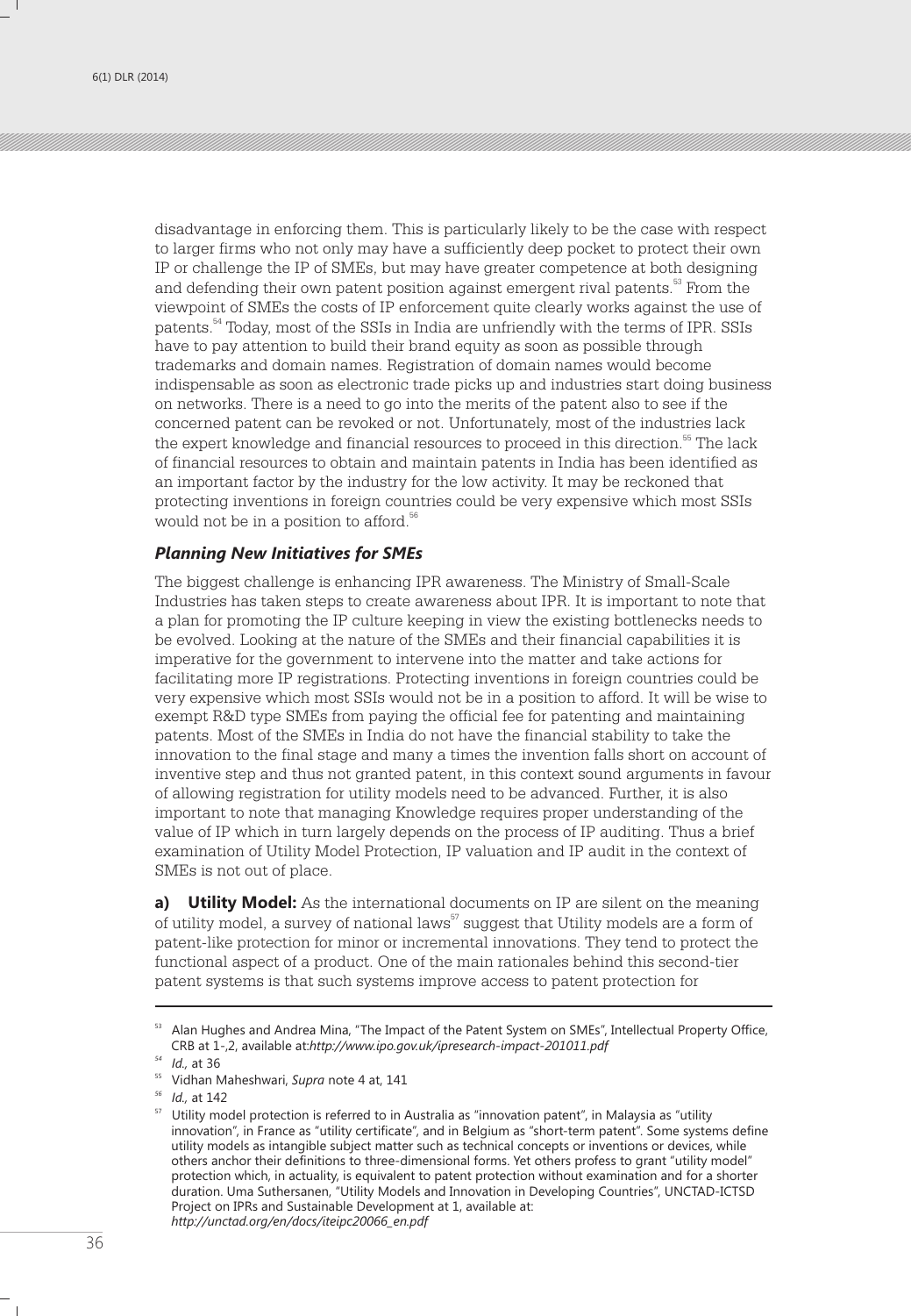disadvantage in enforcing them. This is particularly likely to be the case with respect to larger firms who not only may have a sufficiently deep pocket to protect their own IP or challenge the IP of SMEs, but may have greater competence at both designing and defending their own patent position against emergent rival patents.[53] From the viewpoint of SMEs the costs of IP enforcement quite clearly works against the use of patents.[54] Today, most of the SSIs in India are unfriendly with the terms of IPR. SSIs have to pay attention to build their brand equity as soon as possible through trademarks and domain names. Registration of domain names would become indispensable as soon as electronic trade picks up and industries start doing business on networks. There is a need to go into the merits of the patent also to see if the concerned patent can be revoked or not. Unfortunately, most of the industries lack the expert knowledge and financial resources to proceed in this direction.[55] The lack of financial resources to obtain and maintain patents in India has been identified as an important factor by the industry for the low activity. It may be reckoned that protecting inventions in foreign countries could be very expensive which most SSIs would not be in a position to afford.[56]

### *Planning New Initiatives for SMEs*

The biggest challenge is enhancing IPR awareness. The Ministry of Small-Scale Industries has taken steps to create awareness about IPR. It is important to note that a plan for promoting the IP culture keeping in view the existing bottlenecks needs to be evolved. Looking at the nature of the SMEs and their financial capabilities it is imperative for the government to intervene into the matter and take actions for facilitating more IP registrations. Protecting inventions in foreign countries could be very expensive which most SSIs would not be in a position to afford. It will be wise to exempt R&D type SMEs from paying the official fee for patenting and maintaining patents. Most of the SMEs in India do not have the financial stability to take the innovation to the final stage and many a times the invention falls short on account of inventive step and thus not granted patent, in this context sound arguments in favour of allowing registration for utility models need to be advanced. Further, it is also important to note that managing Knowledge requires proper understanding of the value of IP which in turn largely depends on the process of IP auditing. Thus a brief examination of Utility Model Protection, IP valuation and IP audit in the context of SMEs is not out of place.

**a) Utility Model:** As the international documents on IP are silent on the meaning of utility model, a survey of national laws[57] suggest that Utility models are a form of patent-like protection for minor or incremental innovations. They tend to protect the functional aspect of a product. One of the main rationales behind this second-tier patent systems is that such systems improve access to patent protection for

---

[53] Alan Hughes and Andrea Mina, "The Impact of the Patent System on SMEs", Intellectual Property Office, CRB at 1-,2, available at:*http://www.ipo.gov.uk/ipresearch-impact-201011.pdf*

[54] *Id.,* at 36

[55] Vidhan Maheshwari, *Supra* note 4 at, 141

[56] *Id.,* at 142

[57] Utility model protection is referred to in Australia as "innovation patent", in Malaysia as "utility innovation", in France as "utility certificate", and in Belgium as "short-term patent". Some systems define utility models as intangible subject matter such as technical concepts or inventions or devices, while others anchor their definitions to three-dimensional forms. Yet others profess to grant "utility model" protection which, in actuality, is equivalent to patent protection without examination and for a shorter duration. Uma Suthersanen, "Utility Models and Innovation in Developing Countries", UNCTAD-ICTSD Project on IPRs and Sustainable Development at 1, available at: *http://unctad.org/en/docs/iteipc20066_en.pdf*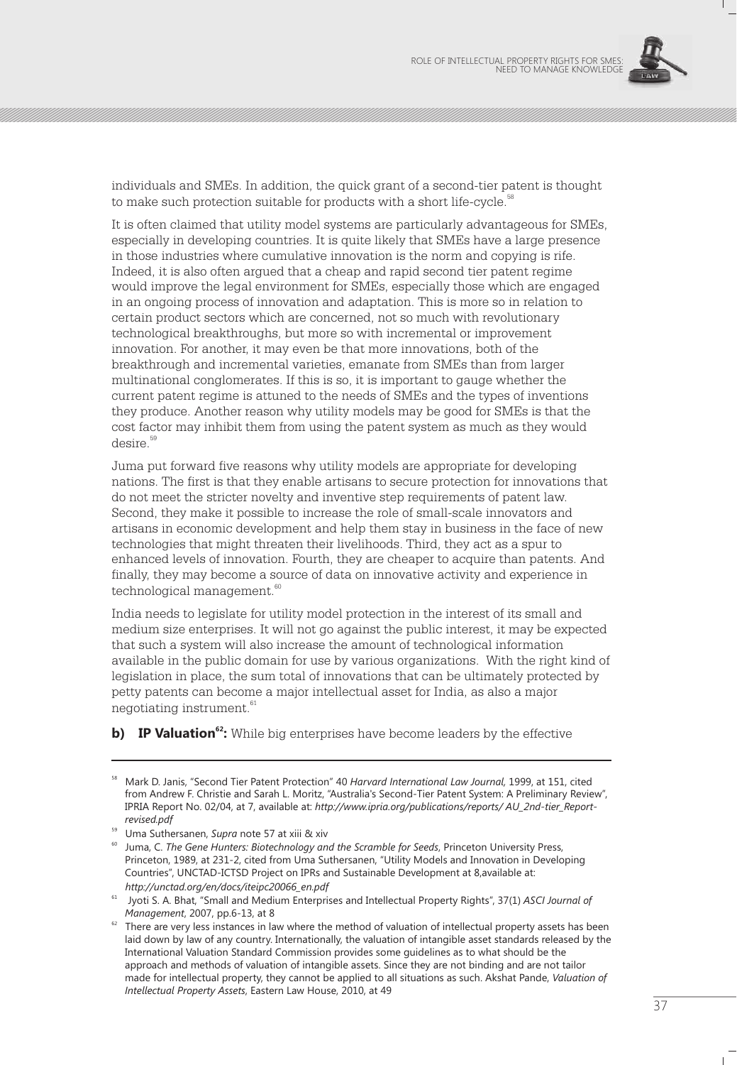individuals and SMEs. In addition, the quick grant of a second-tier patent is thought to make such protection suitable for products with a short life-cycle.[58]

It is often claimed that utility model systems are particularly advantageous for SMEs, especially in developing countries. It is quite likely that SMEs have a large presence in those industries where cumulative innovation is the norm and copying is rife. Indeed, it is also often argued that a cheap and rapid second tier patent regime would improve the legal environment for SMEs, especially those which are engaged in an ongoing process of innovation and adaptation. This is more so in relation to certain product sectors which are concerned, not so much with revolutionary technological breakthroughs, but more so with incremental or improvement innovation. For another, it may even be that more innovations, both of the breakthrough and incremental varieties, emanate from SMEs than from larger multinational conglomerates. If this is so, it is important to gauge whether the current patent regime is attuned to the needs of SMEs and the types of inventions they produce. Another reason why utility models may be good for SMEs is that the cost factor may inhibit them from using the patent system as much as they would desire.[59]

Juma put forward five reasons why utility models are appropriate for developing nations. The first is that they enable artisans to secure protection for innovations that do not meet the stricter novelty and inventive step requirements of patent law. Second, they make it possible to increase the role of small-scale innovators and artisans in economic development and help them stay in business in the face of new technologies that might threaten their livelihoods. Third, they act as a spur to enhanced levels of innovation. Fourth, they are cheaper to acquire than patents. And finally, they may become a source of data on innovative activity and experience in technological management.[60]

India needs to legislate for utility model protection in the interest of its small and medium size enterprises. It will not go against the public interest, it may be expected that such a system will also increase the amount of technological information available in the public domain for use by various organizations. With the right kind of legislation in place, the sum total of innovations that can be ultimately protected by petty patents can become a major intellectual asset for India, as also a major negotiating instrument.[61]

**b) IP Valuation[62]:** While big enterprises have become leaders by the effective

---

[58] Mark D. Janis, "Second Tier Patent Protection" 40 *Harvard International Law Journal,* 1999, at 151, cited from Andrew F. Christie and Sarah L. Moritz, "Australia's Second-Tier Patent System: A Preliminary Review", IPRIA Report No. 02/04, at 7, available at: *http://www.ipria.org/publications/reports/ AU_2nd-tier_Report-revised.pdf*

[59] Uma Suthersanen, *Supra* note 57 at xiii & xiv

[60] Juma, C. *The Gene Hunters: Biotechnology and the Scramble for Seeds*, Princeton University Press, Princeton, 1989, at 231-2, cited from Uma Suthersanen, "Utility Models and Innovation in Developing Countries", UNCTAD-ICTSD Project on IPRs and Sustainable Development at 8,available at: *http://unctad.org/en/docs/iteipc20066_en.pdf*

[61] Jyoti S. A. Bhat, "Small and Medium Enterprises and Intellectual Property Rights", 37(1) *ASCI Journal of Management*, 2007, pp.6-13, at 8

[62] There are very less instances in law where the method of valuation of intellectual property assets has been laid down by law of any country. Internationally, the valuation of intangible asset standards released by the International Valuation Standard Commission provides some guidelines as to what should be the approach and methods of valuation of intangible assets. Since they are not binding and are not tailor made for intellectual property, they cannot be applied to all situations as such. Akshat Pande, *Valuation of Intellectual Property Assets*, Eastern Law House, 2010, at 49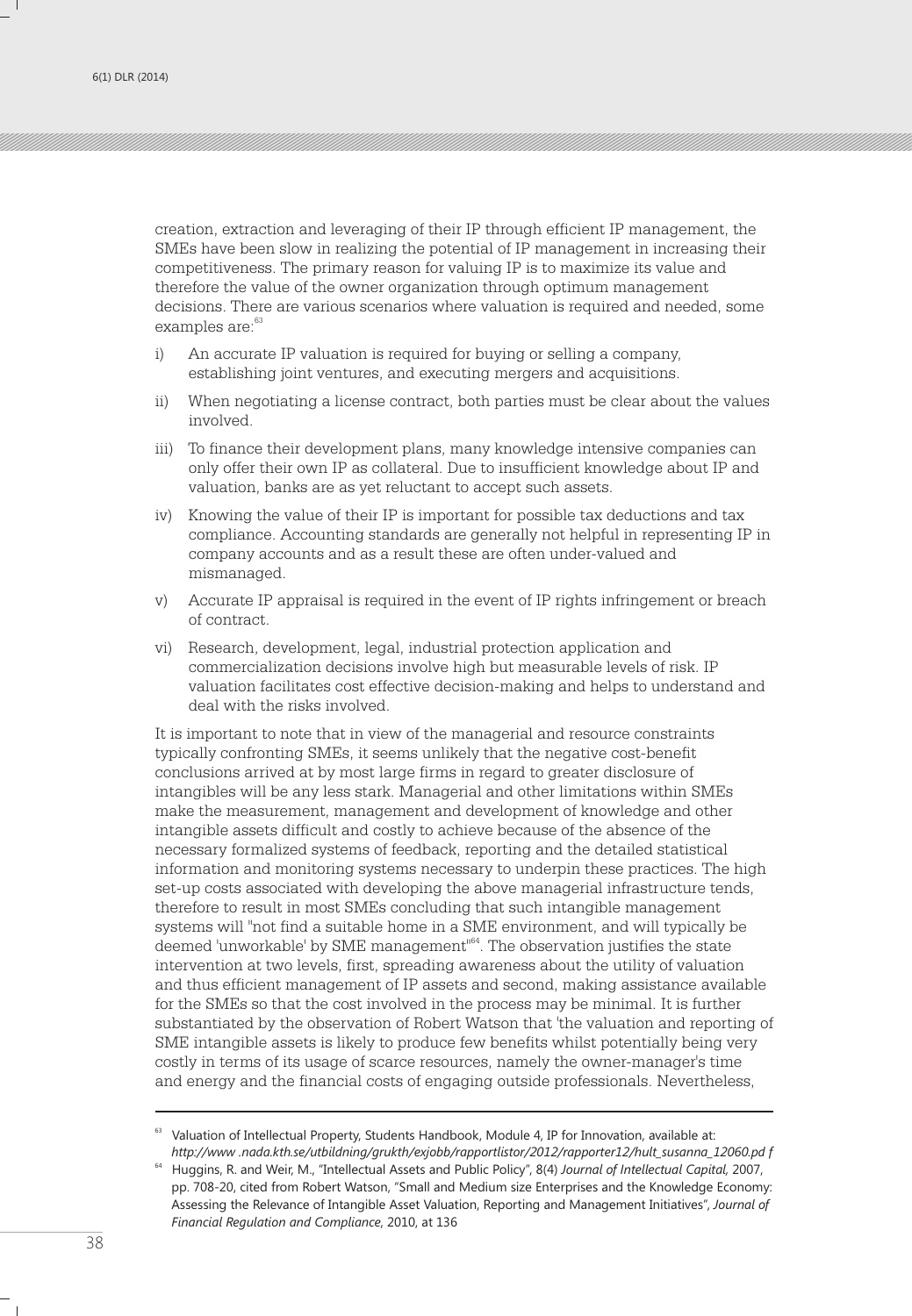creation, extraction and leveraging of their IP through efficient IP management, the SMEs have been slow in realizing the potential of IP management in increasing their competitiveness. The primary reason for valuing IP is to maximize its value and therefore the value of the owner organization through optimum management decisions. There are various scenarios where valuation is required and needed, some examples are:[63]

i) An accurate IP valuation is required for buying or selling a company, establishing joint ventures, and executing mergers and acquisitions.

ii) When negotiating a license contract, both parties must be clear about the values involved.

iii) To finance their development plans, many knowledge intensive companies can only offer their own IP as collateral. Due to insufficient knowledge about IP and valuation, banks are as yet reluctant to accept such assets.

iv) Knowing the value of their IP is important for possible tax deductions and tax compliance. Accounting standards are generally not helpful in representing IP in company accounts and as a result these are often under-valued and mismanaged.

v) Accurate IP appraisal is required in the event of IP rights infringement or breach of contract.

vi) Research, development, legal, industrial protection application and commercialization decisions involve high but measurable levels of risk. IP valuation facilitates cost effective decision-making and helps to understand and deal with the risks involved.

It is important to note that in view of the managerial and resource constraints typically confronting SMEs, it seems unlikely that the negative cost-benefit conclusions arrived at by most large firms in regard to greater disclosure of intangibles will be any less stark. Managerial and other limitations within SMEs make the measurement, management and development of knowledge and other intangible assets difficult and costly to achieve because of the absence of the necessary formalized systems of feedback, reporting and the detailed statistical information and monitoring systems necessary to underpin these practices. The high set-up costs associated with developing the above managerial infrastructure tends, therefore to result in most SMEs concluding that such intangible management systems will "not find a suitable home in a SME environment, and will typically be deemed 'unworkable' by SME management"[64]. The observation justifies the state intervention at two levels, first, spreading awareness about the utility of valuation and thus efficient management of IP assets and second, making assistance available for the SMEs so that the cost involved in the process may be minimal. It is further substantiated by the observation of Robert Watson that 'the valuation and reporting of SME intangible assets is likely to produce few benefits whilst potentially being very costly in terms of its usage of scarce resources, namely the owner-manager's time and energy and the financial costs of engaging outside professionals. Nevertheless,

---

[63] Valuation of Intellectual Property, Students Handbook, Module 4, IP for Innovation, available at: *http://www .nada.kth.se/utbildning/grukth/exjobb/rapportlistor/2012/rapporter12/hult_susanna_12060.pd f*

[64] Huggins, R. and Weir, M., "Intellectual Assets and Public Policy", 8(4) *Journal of Intellectual Capital,* 2007, pp. 708-20, cited from Robert Watson, "Small and Medium size Enterprises and the Knowledge Economy: Assessing the Relevance of Intangible Asset Valuation, Reporting and Management Initiatives", *Journal of Financial Regulation and Compliance*, 2010, at 136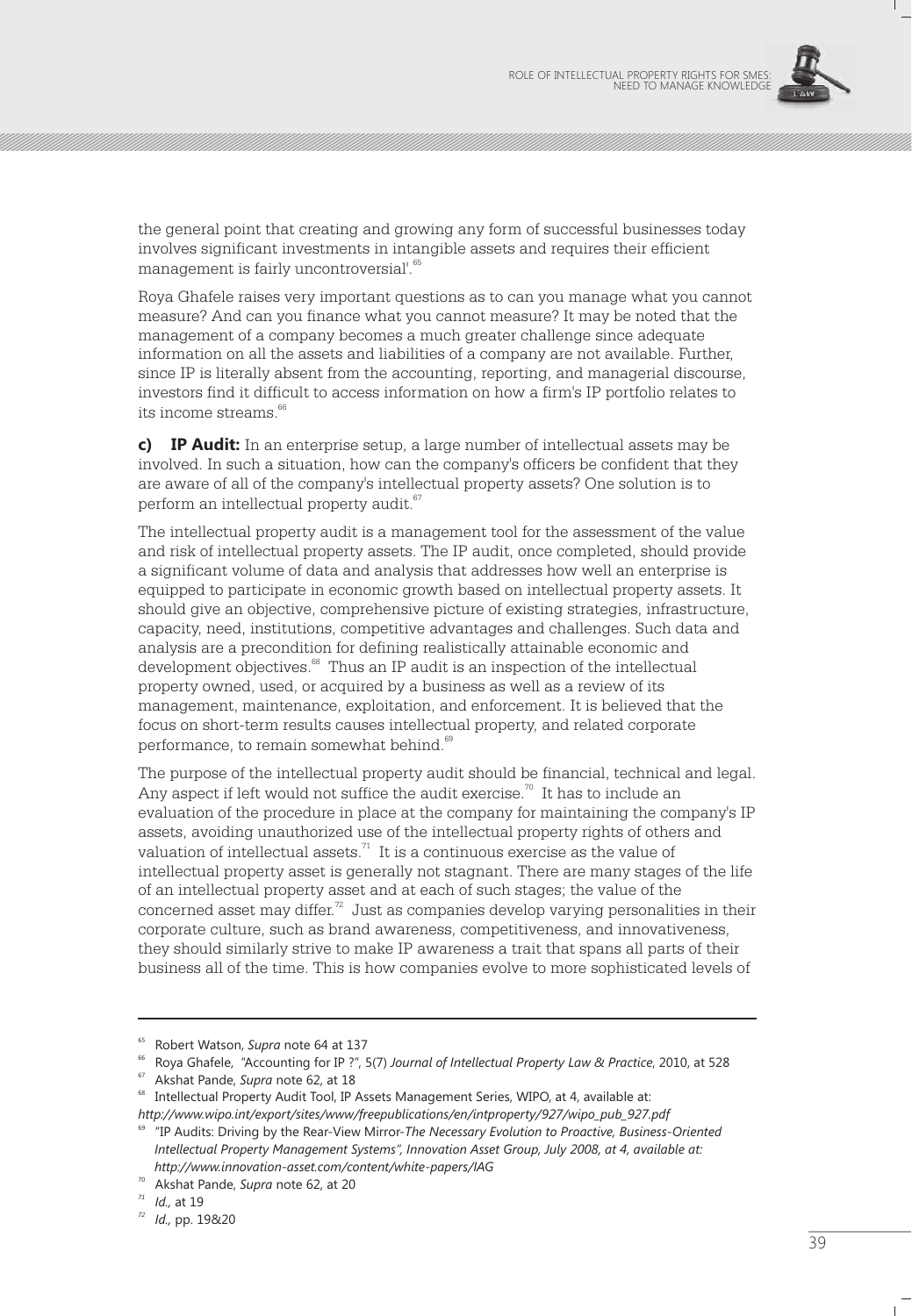the general point that creating and growing any form of successful businesses today involves significant investments in intangible assets and requires their efficient management is fairly uncontroversial'.[65]

Roya Ghafele raises very important questions as to can you manage what you cannot measure? And can you finance what you cannot measure? It may be noted that the management of a company becomes a much greater challenge since adequate information on all the assets and liabilities of a company are not available. Further, since IP is literally absent from the accounting, reporting, and managerial discourse, investors find it difficult to access information on how a firm's IP portfolio relates to its income streams.[66]

**c) IP Audit:** In an enterprise setup, a large number of intellectual assets may be involved. In such a situation, how can the company's officers be confident that they are aware of all of the company's intellectual property assets? One solution is to perform an intellectual property audit.[67]

The intellectual property audit is a management tool for the assessment of the value and risk of intellectual property assets. The IP audit, once completed, should provide a significant volume of data and analysis that addresses how well an enterprise is equipped to participate in economic growth based on intellectual property assets. It should give an objective, comprehensive picture of existing strategies, infrastructure, capacity, need, institutions, competitive advantages and challenges. Such data and analysis are a precondition for defining realistically attainable economic and development objectives.[68] Thus an IP audit is an inspection of the intellectual property owned, used, or acquired by a business as well as a review of its management, maintenance, exploitation, and enforcement. It is believed that the focus on short-term results causes intellectual property, and related corporate performance, to remain somewhat behind.[69]

The purpose of the intellectual property audit should be financial, technical and legal. Any aspect if left would not suffice the audit exercise.[70] It has to include an evaluation of the procedure in place at the company for maintaining the company's IP assets, avoiding unauthorized use of the intellectual property rights of others and valuation of intellectual assets.[71] It is a continuous exercise as the value of intellectual property asset is generally not stagnant. There are many stages of the life of an intellectual property asset and at each of such stages; the value of the concerned asset may differ.[72] Just as companies develop varying personalities in their corporate culture, such as brand awareness, competitiveness, and innovativeness, they should similarly strive to make IP awareness a trait that spans all parts of their business all of the time. This is how companies evolve to more sophisticated levels of

---

[65] Robert Watson, *Supra* note 64 at 137

[66] Roya Ghafele, "Accounting for IP ?", 5(7) *Journal of Intellectual Property Law & Practice*, 2010, at 528

[67] Akshat Pande, *Supra* note 62, at 18

[68] Intellectual Property Audit Tool, IP Assets Management Series, WIPO, at 4, available at: *http://www.wipo.int/export/sites/www/freepublications/en/intproperty/927/wipo_pub_927.pdf*

[69] "IP Audits: Driving by the Rear-View Mirror-*The Necessary Evolution to Proactive, Business-Oriented Intellectual Property Management Systems", Innovation Asset Group, July 2008, at 4, available at: http://www.innovation-asset.com/content/white-papers/IAG*

[70] Akshat Pande, *Supra* note 62, at 20

[71] *Id.,* at 19

[72] *Id.,* pp. 19&20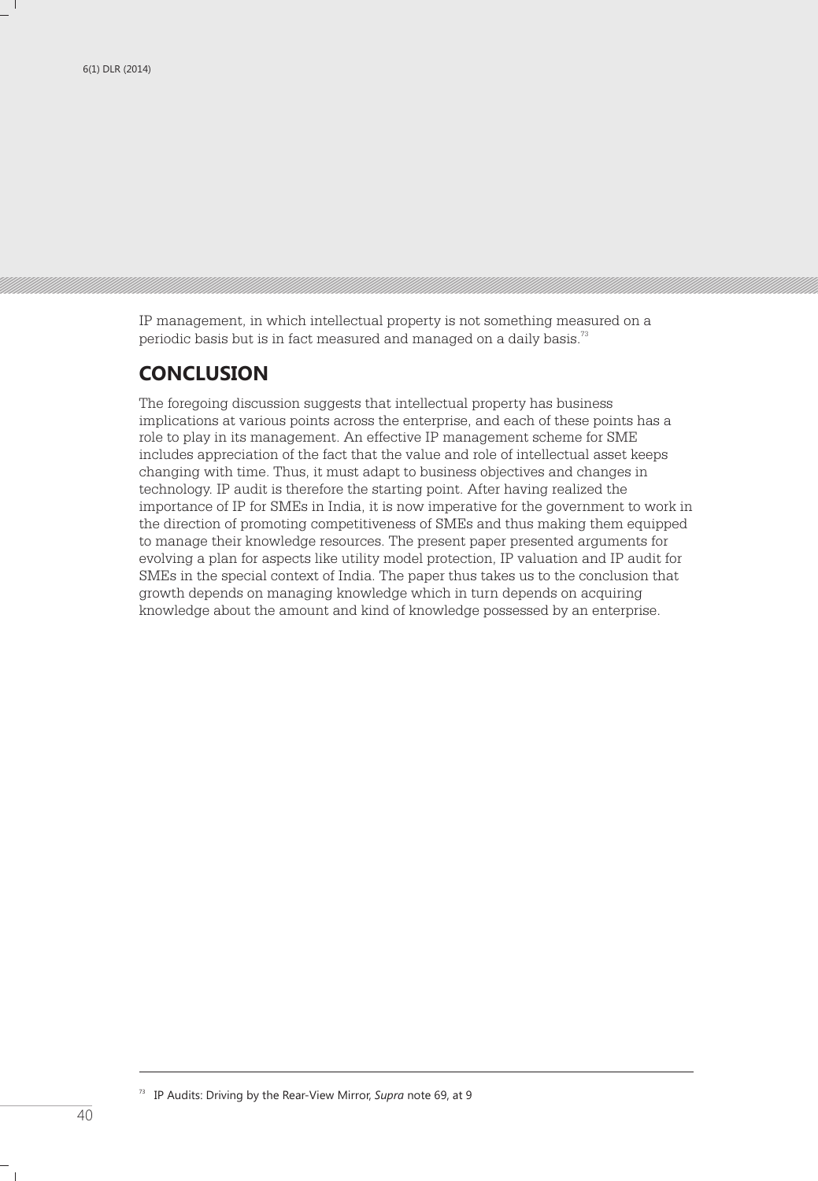IP management, in which intellectual property is not something measured on a periodic basis but is in fact measured and managed on a daily basis.[73]

## CONCLUSION

The foregoing discussion suggests that intellectual property has business implications at various points across the enterprise, and each of these points has a role to play in its management. An effective IP management scheme for SME includes appreciation of the fact that the value and role of intellectual asset keeps changing with time. Thus, it must adapt to business objectives and changes in technology. IP audit is therefore the starting point. After having realized the importance of IP for SMEs in India, it is now imperative for the government to work in the direction of promoting competitiveness of SMEs and thus making them equipped to manage their knowledge resources. The present paper presented arguments for evolving a plan for aspects like utility model protection, IP valuation and IP audit for SMEs in the special context of India. The paper thus takes us to the conclusion that growth depends on managing knowledge which in turn depends on acquiring knowledge about the amount and kind of knowledge possessed by an enterprise.

---

[73] IP Audits: Driving by the Rear-View Mirror, *Supra* note 69, at 9